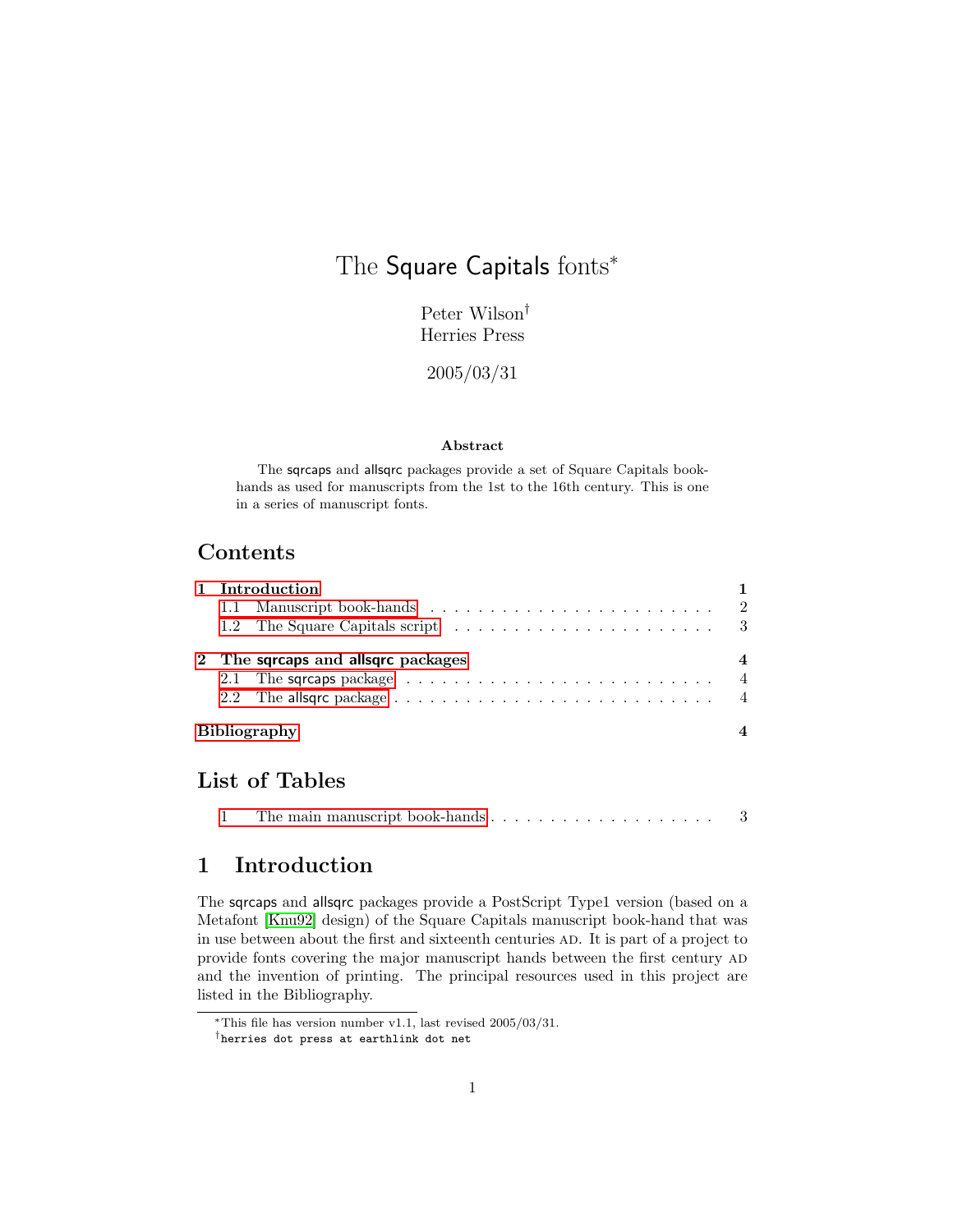# The Square Capitals fonts*

Peter Wilson†
Herries Press

2005/03/31

**Abstract**

The sqrcaps and allsqrc packages provide a set of Square Capitals book-hands as used for manuscripts from the 1st to the 16th century. This is one in a series of manuscript fonts.

## Contents

**1 Introduction** **1**

1.1 Manuscript book-hands . . . . . 2

1.2 The Square Capitals script . . . . . 3

**2 The sqrcaps and allsqrc packages** **4**

2.1 The sqrcaps package . . . . . 4

2.2 The allsqrc package . . . . . 4

**Bibliography** **4**

## List of Tables

1 The main manuscript book-hands . . . . . 3

## 1 Introduction

The sqrcaps and allsqrc packages provide a PostScript Type1 version (based on a Metafont [Knu92] design) of the Square Capitals manuscript book-hand that was in use between about the first and sixteenth centuries AD. It is part of a project to provide fonts covering the major manuscript hands between the first century AD and the invention of printing. The principal resources used in this project are listed in the Bibliography.

---

*This file has version number v1.1, last revised 2005/03/31.

†herries dot press at earthlink dot net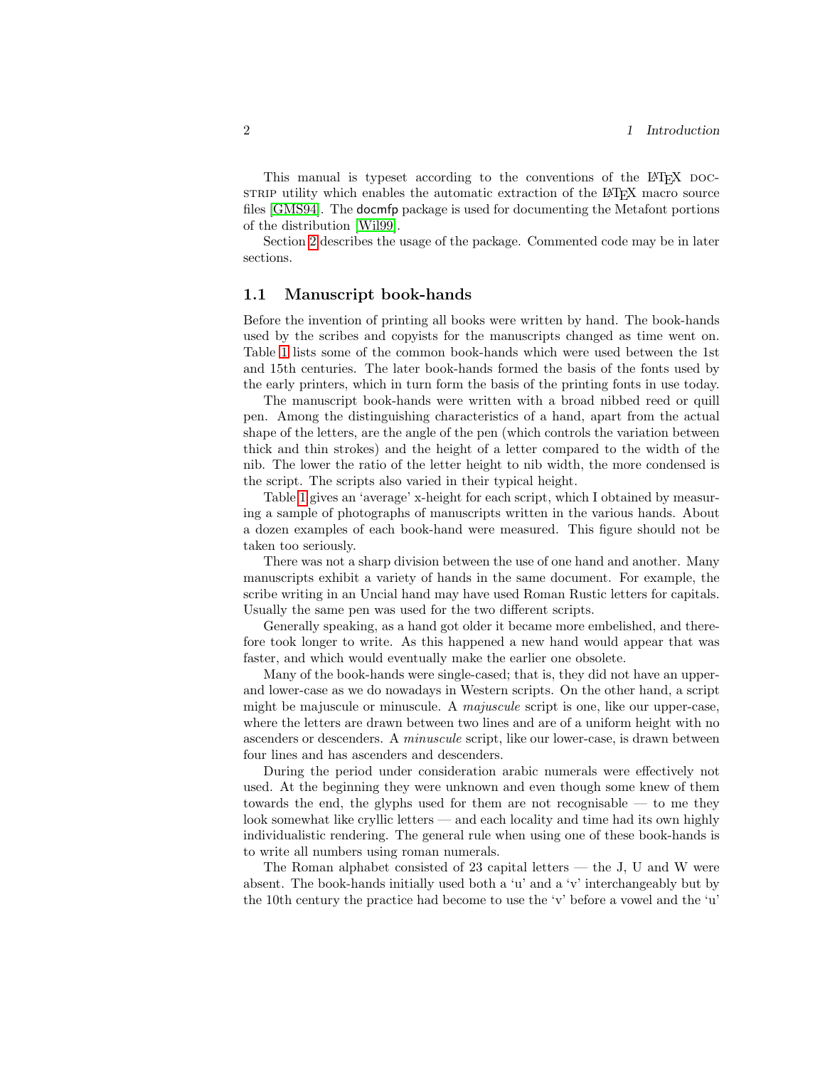This manual is typeset according to the conventions of the LaTeX DOCSTRIP utility which enables the automatic extraction of the LaTeX macro source files [GMS94]. The docmfp package is used for documenting the Metafont portions of the distribution [Wil99].

Section 2 describes the usage of the package. Commented code may be in later sections.

## 1.1 Manuscript book-hands

Before the invention of printing all books were written by hand. The book-hands used by the scribes and copyists for the manuscripts changed as time went on. Table 1 lists some of the common book-hands which were used between the 1st and 15th centuries. The later book-hands formed the basis of the fonts used by the early printers, which in turn form the basis of the printing fonts in use today.

The manuscript book-hands were written with a broad nibbed reed or quill pen. Among the distinguishing characteristics of a hand, apart from the actual shape of the letters, are the angle of the pen (which controls the variation between thick and thin strokes) and the height of a letter compared to the width of the nib. The lower the ratio of the letter height to nib width, the more condensed is the script. The scripts also varied in their typical height.

Table 1 gives an 'average' x-height for each script, which I obtained by measuring a sample of photographs of manuscripts written in the various hands. About a dozen examples of each book-hand were measured. This figure should not be taken too seriously.

There was not a sharp division between the use of one hand and another. Many manuscripts exhibit a variety of hands in the same document. For example, the scribe writing in an Uncial hand may have used Roman Rustic letters for capitals. Usually the same pen was used for the two different scripts.

Generally speaking, as a hand got older it became more embelished, and therefore took longer to write. As this happened a new hand would appear that was faster, and which would eventually make the earlier one obsolete.

Many of the book-hands were single-cased; that is, they did not have an upper- and lower-case as we do nowadays in Western scripts. On the other hand, a script might be majuscule or minuscule. A *majuscule* script is one, like our upper-case, where the letters are drawn between two lines and are of a uniform height with no ascenders or descenders. A *minuscule* script, like our lower-case, is drawn between four lines and has ascenders and descenders.

During the period under consideration arabic numerals were effectively not used. At the beginning they were unknown and even though some knew of them towards the end, the glyphs used for them are not recognisable — to me they look somewhat like cryllic letters — and each locality and time had its own highly individualistic rendering. The general rule when using one of these book-hands is to write all numbers using roman numerals.

The Roman alphabet consisted of 23 capital letters — the J, U and W were absent. The book-hands initially used both a 'u' and a 'v' interchangeably but by the 10th century the practice had become to use the 'v' before a vowel and the 'u'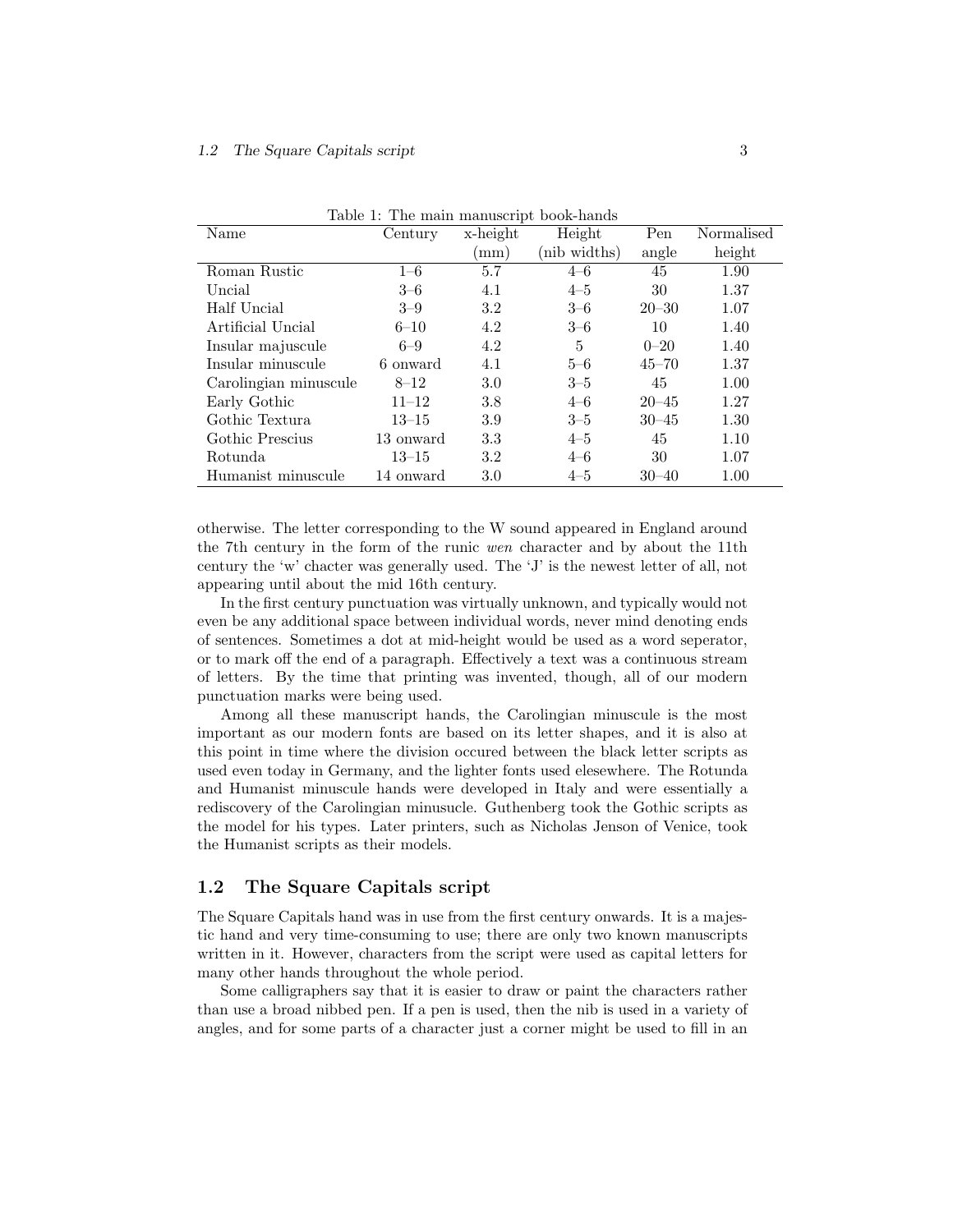Table 1: The main manuscript book-hands

| Name | Century | x-height (mm) | Height (nib widths) | Pen angle | Normalised height |
|---|---|---|---|---|---|
| Roman Rustic | 1–6 | 5.7 | 4–6 | 45 | 1.90 |
| Uncial | 3–6 | 4.1 | 4–5 | 30 | 1.37 |
| Half Uncial | 3–9 | 3.2 | 3–6 | 20–30 | 1.07 |
| Artificial Uncial | 6–10 | 4.2 | 3–6 | 10 | 1.40 |
| Insular majuscule | 6–9 | 4.2 | 5 | 0–20 | 1.40 |
| Insular minuscule | 6 onward | 4.1 | 5–6 | 45–70 | 1.37 |
| Carolingian minuscule | 8–12 | 3.0 | 3–5 | 45 | 1.00 |
| Early Gothic | 11–12 | 3.8 | 4–6 | 20–45 | 1.27 |
| Gothic Textura | 13–15 | 3.9 | 3–5 | 30–45 | 1.30 |
| Gothic Prescius | 13 onward | 3.3 | 4–5 | 45 | 1.10 |
| Rotunda | 13–15 | 3.2 | 4–6 | 30 | 1.07 |
| Humanist minuscule | 14 onward | 3.0 | 4–5 | 30–40 | 1.00 |

otherwise. The letter corresponding to the W sound appeared in England around the 7th century in the form of the runic *wen* character and by about the 11th century the 'w' chacter was generally used. The 'J' is the newest letter of all, not appearing until about the mid 16th century.

In the first century punctuation was virtually unknown, and typically would not even be any additional space between individual words, never mind denoting ends of sentences. Sometimes a dot at mid-height would be used as a word seperator, or to mark off the end of a paragraph. Effectively a text was a continuous stream of letters. By the time that printing was invented, though, all of our modern punctuation marks were being used.

Among all these manuscript hands, the Carolingian minuscule is the most important as our modern fonts are based on its letter shapes, and it is also at this point in time where the division occured between the black letter scripts as used even today in Germany, and the lighter fonts used elesewhere. The Rotunda and Humanist minuscule hands were developed in Italy and were essentially a rediscovery of the Carolingian minusucle. Guthenberg took the Gothic scripts as the model for his types. Later printers, such as Nicholas Jenson of Venice, took the Humanist scripts as their models.

## 1.2 The Square Capitals script

The Square Capitals hand was in use from the first century onwards. It is a majestic hand and very time-consuming to use; there are only two known manuscripts written in it. However, characters from the script were used as capital letters for many other hands throughout the whole period.

Some calligraphers say that it is easier to draw or paint the characters rather than use a broad nibbed pen. If a pen is used, then the nib is used in a variety of angles, and for some parts of a character just a corner might be used to fill in an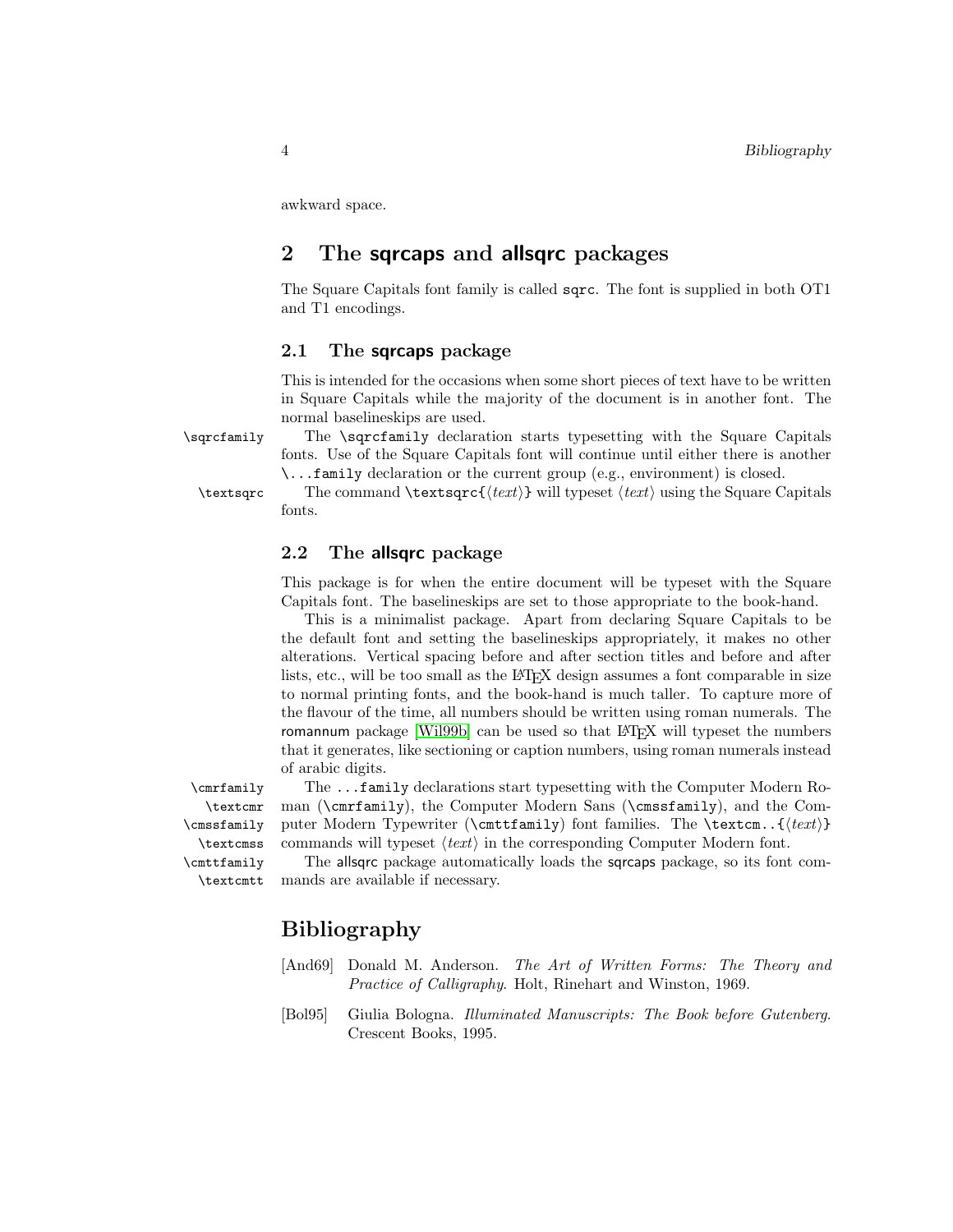awkward space.

## 2 The sqrcaps and allsqrc packages

The Square Capitals font family is called `sqrc`. The font is supplied in both OT1 and T1 encodings.

### 2.1 The sqrcaps package

This is intended for the occasions when some short pieces of text have to be written in Square Capitals while the majority of the document is in another font. The normal baselineskips are used.

`\sqrcfamily` The `\sqrcfamily` declaration starts typesetting with the Square Capitals fonts. Use of the Square Capitals font will continue until either there is another `\...family` declaration or the current group (e.g., environment) is closed.

`\textsqrc` The command `\textsqrc{`⟨*text*⟩`}` will typeset ⟨*text*⟩ using the Square Capitals fonts.

### 2.2 The allsqrc package

This package is for when the entire document will be typeset with the Square Capitals font. The baselineskips are set to those appropriate to the book-hand.

This is a minimalist package. Apart from declaring Square Capitals to be the default font and setting the baselineskips appropriately, it makes no other alterations. Vertical spacing before and after section titles and before and after lists, etc., will be too small as the LaTeX design assumes a font comparable in size to normal printing fonts, and the book-hand is much taller. To capture more of the flavour of the time, all numbers should be written using roman numerals. The romannum package [Wil99b] can be used so that LaTeX will typeset the numbers that it generates, like sectioning or caption numbers, using roman numerals instead of arabic digits.

`\cmrfamily` `\textcmr` `\cmssfamily` `\textcmss` `\cmttfamily` `\textcmtt`

The `...family` declarations start typesetting with the Computer Modern Roman (`\cmrfamily`), the Computer Modern Sans (`\cmssfamily`), and the Computer Modern Typewriter (`\cmttfamily`) font families. The `\textcm..{`⟨*text*⟩`}` commands will typeset ⟨*text*⟩ in the corresponding Computer Modern font.

The allsqrc package automatically loads the sqrcaps package, so its font commands are available if necessary.

## Bibliography

[And69] Donald M. Anderson. *The Art of Written Forms: The Theory and Practice of Calligraphy*. Holt, Rinehart and Winston, 1969.

[Bol95] Giulia Bologna. *Illuminated Manuscripts: The Book before Gutenberg*. Crescent Books, 1995.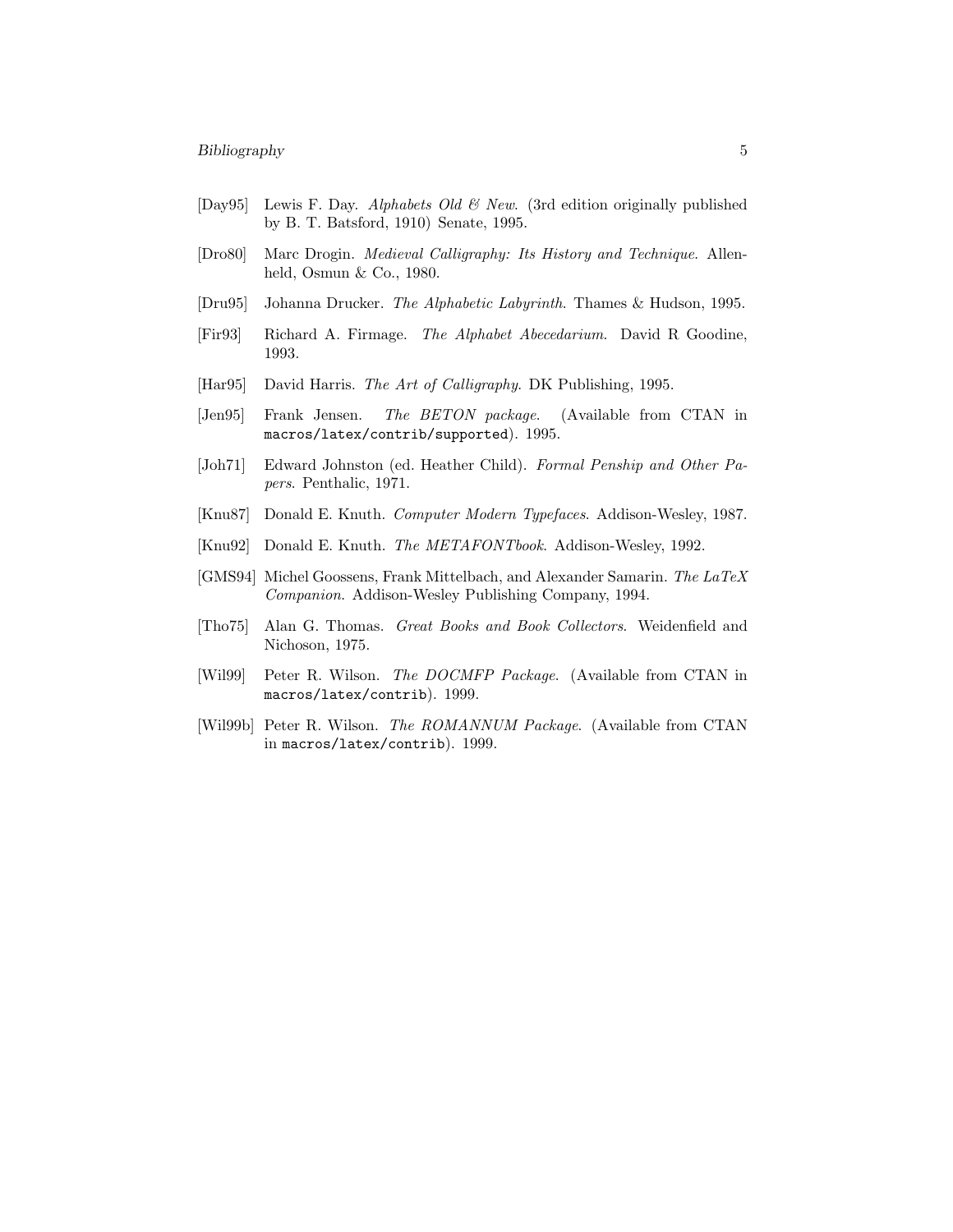[Day95] Lewis F. Day. *Alphabets Old & New*. (3rd edition originally published by B. T. Batsford, 1910) Senate, 1995.

[Dro80] Marc Drogin. *Medieval Calligraphy: Its History and Technique*. Allenheld, Osmun & Co., 1980.

[Dru95] Johanna Drucker. *The Alphabetic Labyrinth*. Thames & Hudson, 1995.

[Fir93] Richard A. Firmage. *The Alphabet Abecedarium*. David R Goodine, 1993.

[Har95] David Harris. *The Art of Calligraphy*. DK Publishing, 1995.

[Jen95] Frank Jensen. *The BETON package*. (Available from CTAN in `macros/latex/contrib/supported`). 1995.

[Joh71] Edward Johnston (ed. Heather Child). *Formal Penship and Other Papers*. Penthalic, 1971.

[Knu87] Donald E. Knuth. *Computer Modern Typefaces*. Addison-Wesley, 1987.

[Knu92] Donald E. Knuth. *The METAFONTbook*. Addison-Wesley, 1992.

[GMS94] Michel Goossens, Frank Mittelbach, and Alexander Samarin. *The LaTeX Companion*. Addison-Wesley Publishing Company, 1994.

[Tho75] Alan G. Thomas. *Great Books and Book Collectors*. Weidenfield and Nichoson, 1975.

[Wil99] Peter R. Wilson. *The DOCMFP Package*. (Available from CTAN in `macros/latex/contrib`). 1999.

[Wil99b] Peter R. Wilson. *The ROMANNUM Package*. (Available from CTAN in `macros/latex/contrib`). 1999.